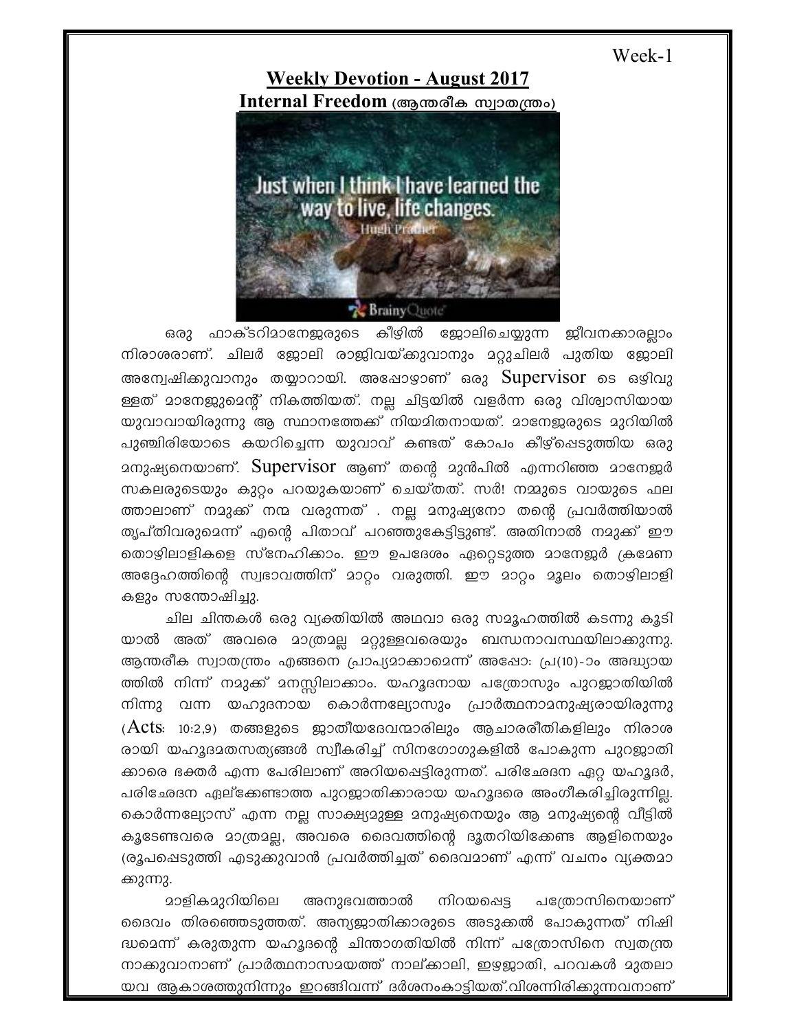Week-1

# Weekly Devotion - August 2017

## Internal Freedom (ആന്തരീക സ്വാതന്ത്ര്യം)

ഒരു ഫാക്ടറിമാനേജരുടെ കീഴിൽ ജോലിചെയ്യുന്ന ജീവനക്കാരല്ലാം നിരാശരാണ്. ചിലർ ജോലി രാജിവയ്ക്കുവാനും മറ്റുചിലർ പുതിയ ജോലി അന്വേഷിക്കുവാനും തയ്യാറായി. അപ്പോഴാണ് ഒരു Supervisor ടെ ഒഴിവു ള്ളത് മാനേജുമെന്റ് നികത്തിയത്. നല്ല ചിട്ടയിൽ വളർന്ന ഒരു വിശ്വാസിയായ യുവാവായിരുന്നു ആ സ്ഥാനത്തേക്ക് നിയമിതനായത്. മാനേജരുടെ മുറിയിൽ പുഞ്ചിരിയോടെ കയറിച്ചെന്ന യുവാവ് കണ്ടത് കോപം കീഴ്പ്പെടുത്തിയ ഒരു മനുഷ്യനെയാണ്. Supervisor ആണ് തന്റെ മുൻപിൽ എന്നറിഞ്ഞ മാനേജർ സകലരുടെയും കുറ്റം പറയുകയാണ് ചെയ്തത്. സർ! നമ്മുടെ വായുടെ ഫല ത്താലാണ് നമുക്ക് നന്മ വരുന്നത് . നല്ല മനുഷ്യനോ തന്റെ പ്രവർത്തിയാൽ തൃപ്തിവരുമെന്ന് എന്റെ പിതാവ് പറഞ്ഞുകേട്ടിട്ടുണ്ട്. അതിനാൽ നമുക്ക് ഈ തൊഴിലാളികളെ സ്നേഹിക്കാം. ഈ ഉപദേശം ഏറ്റെടുത്ത മാനേജർ ക്രമേണ അദ്ദേഹത്തിന്റെ സ്വഭാവത്തിന് മാറ്റം വരുത്തി. ഈ മാറ്റം മൂലം തൊഴിലാളി കളും സന്തോഷിച്ചു.

ചില ചിന്തകൾ ഒരു വ്യക്തിയിൽ അഥവാ ഒരു സമൂഹത്തിൽ കടന്നു കൂടി യാൽ അത് അവരെ മാത്രമല്ല മറ്റുള്ളവരെയും ബന്ധനാവസ്ഥയിലാക്കുന്നു. ആന്തരീക സ്വാതന്ത്ര്യം എങ്ങനെ പ്രാപ്യമാക്കാമെന്ന് അപ്പോ: പ്ര(10)-ാം അദ്ധ്യായ ത്തിൽ നിന്ന് നമുക്ക് മനസ്സിലാക്കാം. യഹൂദനായ പത്രോസും പുറജാതിയിൽ നിന്നു വന്ന യഹുദനായ കൊർന്നല്യോസും പ്രാർത്ഥനാമനുഷ്യരായിരുന്നു (Acts: 10:2,9) തങ്ങളുടെ ജാതീയദേവന്മാരിലും ആചാരരീതികളിലും നിരാശ രായി യഹൂദമതസത്യങ്ങൾ സ്വീകരിച്ച് സിനഗോഗുകളിൽ പോകുന്ന പുറജാതി ക്കാരെ ഭക്തർ എന്ന പേരിലാണ് അറിയപ്പെട്ടിരുന്നത്. പരിച്ഛേദന ഏറ്റ യഹൂദർ, പരിച്ഛേദന ഏല്ക്കേണ്ടാത്ത പുറജാതിക്കാരായ യഹൂദരെ അംഗീകരിച്ചിരുന്നില്ല. കൊർന്നല്യോസ് എന്ന നല്ല സാക്ഷ്യമുള്ള മനുഷ്യനെയും ആ മനുഷ്യന്റെ വീട്ടിൽ കൂടേണ്ടവരെ മാത്രമല്ല, അവരെ ദൈവത്തിന്റെ ദൂതറിയിക്കേണ്ട ആളിനെയും രൂപപ്പെടുത്തി എടുക്കുവാൻ പ്രവർത്തിച്ചത് ദൈവമാണ് എന്ന് വചനം വ്യക്തമാ ക്കുന്നു.

മാളികമുറിയിലെ അനുഭവത്താൽ നിറയപ്പെട്ട പത്രോസിനെയാണ് ദൈവം തിരഞ്ഞെടുത്തത്. അന്യജാതിക്കാരുടെ അടുക്കൽ പോകുന്നത് നിഷി ദ്ധമെന്ന് കരുതുന്ന യഹൂദന്റെ ചിന്താഗതിയിൽ നിന്ന് പത്രോസിനെ സ്വതന്ത്ര നാക്കുവാനാണ് പ്രാർത്ഥനാസമയത്ത് നാല്ക്കാലി, ഇഴജാതി, പറവകൾ മുതലാ യവ ആകാശത്തുനിന്നും ഇറങ്ങിവന്ന് ദർശനംകാട്ടിയത്.വിശന്നിരിക്കുന്നവനാണ്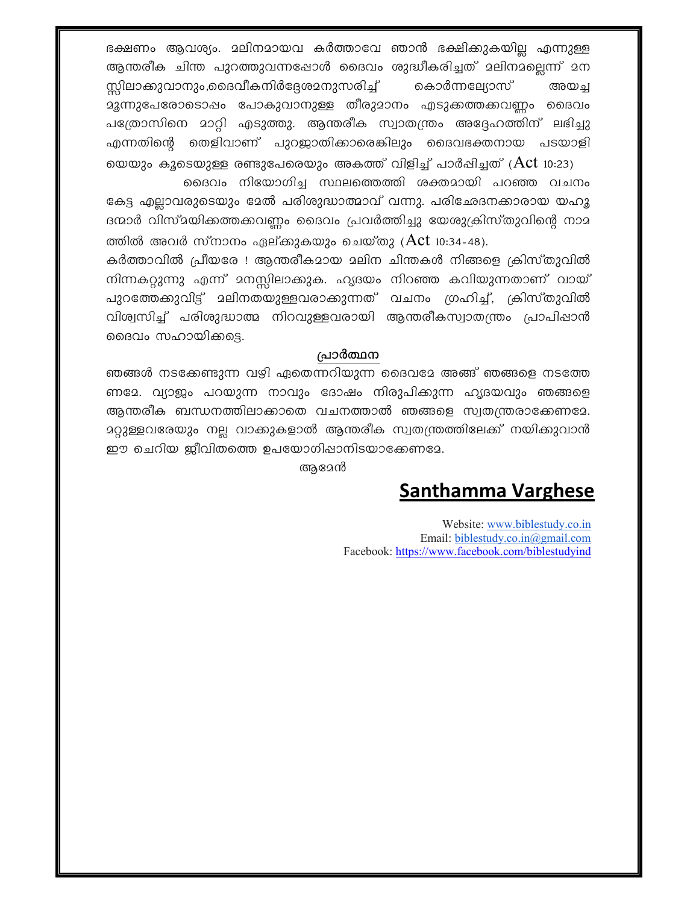ഭക്ഷണം ആവശ്യം. മലിനമായവ കർത്താവേ ഞാൻ ഭക്ഷിക്കുകയില്ല എന്നുള്ള ആന്തരീക ചിന്ത പുറത്തുവന്നപ്പോൾ ദൈവം ശുദ്ധീകരിച്ചത് മലിനമല്ലെന്ന് മനസ്സിലാക്കുവാനും,ദൈവീകനിർദ്ദേശമനുസരിച്ച് കൊർന്നല്യോസ് അയച്ച മൂന്നുപേരോടൊപ്പം പോകുവാനുള്ള തീരുമാനം എടുക്കത്തക്കവണ്ണം ദൈവം പത്രോസിനെ മാറ്റി എടുത്തു. ആന്തരീക സ്വാതന്ത്രം അദ്ദേഹത്തിന് ലഭിച്ചു എന്നതിന്റെ തെളിവാണ് പുറജാതിക്കാരെങ്കിലും ദൈവഭക്തനായ പടയാളിയെയും കൂടെയുള്ള രണ്ടുപേരെയും അകത്ത് വിളിച്ച് പാർപ്പിച്ചത് (Act 10:23)

ദൈവം നിയോഗിച്ച സ്ഥലത്തെത്തി ശക്തമായി പറഞ്ഞ വചനം കേട്ട എല്ലാവരുടെയും മേൽ പരിശുദ്ധാത്മാവ് വന്നു. പരിഛേദനക്കാരായ യഹൂദന്മാർ വിസ്മയിക്കത്തക്കവണ്ണം ദൈവം പ്രവർത്തിച്ചു യേശുക്രിസ്തുവിന്റെ നാമത്തിൽ അവർ സ്നാനം ഏല്ക്കുകയും ചെയ്തു (Act 10:34-48).

കർത്താവിൽ പ്രീയരേ ! ആന്തരീകമായ മലിന ചിന്തകൾ നിങ്ങളെ ക്രിസ്തുവിൽ നിന്നകറ്റുന്നു എന്ന് മനസ്സിലാക്കുക. ഹൃദയം നിറഞ്ഞ കവിയുന്നതാണ് വായ് പുറത്തേക്കുവിട്ട് മലിനതയുള്ളവരാക്കുന്നത് വചനം ഗ്രഹിച്ച്, ക്രിസ്തുവിൽ വിശ്വസിച്ച് പരിശുദ്ധാത്മ നിറവുള്ളവരായി ആന്തരീകസ്വാതന്ത്രം പ്രാപിപ്പാൻ ദൈവം സഹായിക്കട്ടെ.

## പ്രാർത്ഥന

ഞങ്ങൾ നടക്കേണ്ടുന്ന വഴി ഏതെന്നറിയുന്ന ദൈവമേ അങ്ങ് ഞങ്ങളെ നടത്തേണമേ. വ്യാജം പറയുന്ന നാവും ദോഷം നിരൂപിക്കുന്ന ഹൃദയവും ഞങ്ങളെ ആന്തരീക ബന്ധനത്തിലാക്കാതെ വചനത്താൽ ഞങ്ങളെ സ്വതന്ത്രരാക്കേണമേ. മറ്റുള്ളവരേയും നല്ല വാക്കുകളാൽ ആന്തരീക സ്വതന്ത്രത്തിലേക്ക് നയിക്കുവാൻ ഈ ചെറിയ ജീവിതത്തെ ഉപയോഗിപ്പാനിടയാക്കേണമേ.

ആമേൻ

**Santhamma Varghese**

Website: www.biblestudy.co.in
Email: biblestudy.co.in@gmail.com
Facebook: https://www.facebook.com/biblestudyind